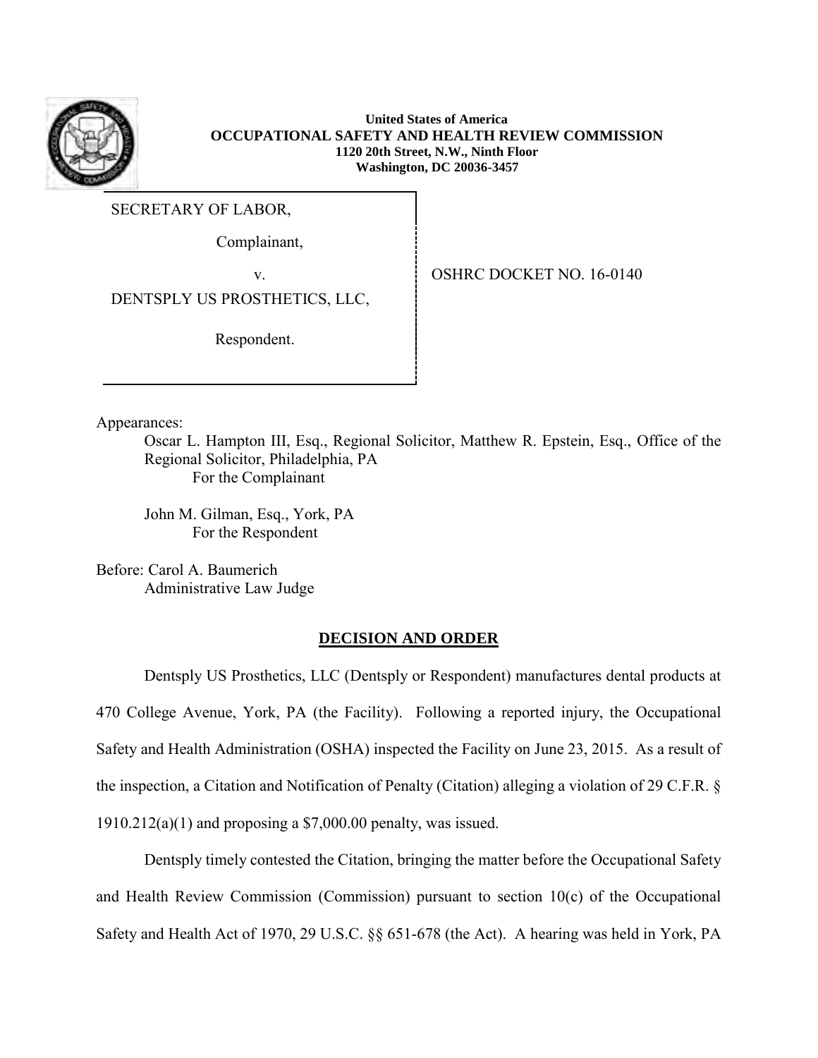**United States of America**
**OCCUPATIONAL SAFETY AND HEALTH REVIEW COMMISSION**
**1120 20th Street, N.W., Ninth Floor**
**Washington, DC 20036-3457**

| | |
|---|---|
| SECRETARY OF LABOR,<br><br>Complainant,<br><br>v.<br><br>DENTSPLY US PROSTHETICS, LLC,<br><br>Respondent. | OSHRC DOCKET NO. 16-0140 |

Appearances:

Oscar L. Hampton III, Esq., Regional Solicitor, Matthew R. Epstein, Esq., Office of the Regional Solicitor, Philadelphia, PA
For the Complainant

John M. Gilman, Esq., York, PA
For the Respondent

Before: Carol A. Baumerich
Administrative Law Judge

## DECISION AND ORDER

Dentsply US Prosthetics, LLC (Dentsply or Respondent) manufactures dental products at 470 College Avenue, York, PA (the Facility). Following a reported injury, the Occupational Safety and Health Administration (OSHA) inspected the Facility on June 23, 2015. As a result of the inspection, a Citation and Notification of Penalty (Citation) alleging a violation of 29 C.F.R. § 1910.212(a)(1) and proposing a $7,000.00 penalty, was issued.

Dentsply timely contested the Citation, bringing the matter before the Occupational Safety and Health Review Commission (Commission) pursuant to section 10(c) of the Occupational Safety and Health Act of 1970, 29 U.S.C. §§ 651-678 (the Act). A hearing was held in York, PA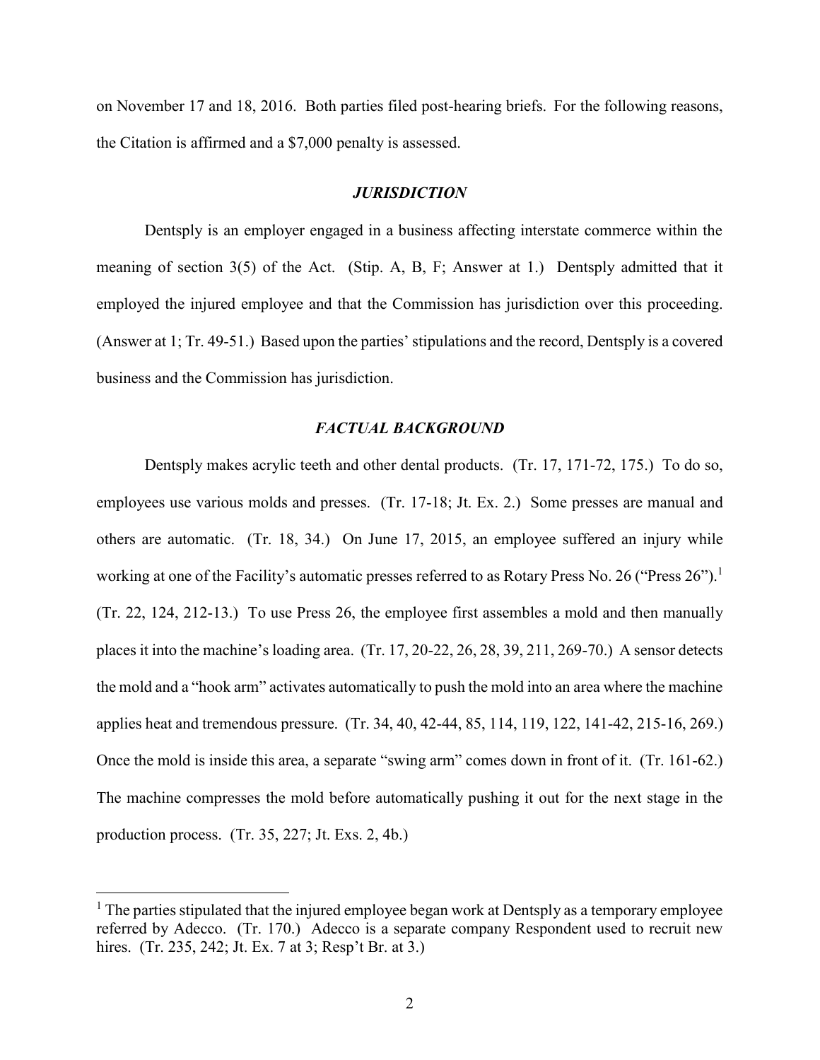on November 17 and 18, 2016. Both parties filed post-hearing briefs. For the following reasons, the Citation is affirmed and a $7,000 penalty is assessed.

### *JURISDICTION*

Dentsply is an employer engaged in a business affecting interstate commerce within the meaning of section 3(5) of the Act. (Stip. A, B, F; Answer at 1.) Dentsply admitted that it employed the injured employee and that the Commission has jurisdiction over this proceeding. (Answer at 1; Tr. 49-51.) Based upon the parties' stipulations and the record, Dentsply is a covered business and the Commission has jurisdiction.

### *FACTUAL BACKGROUND*

Dentsply makes acrylic teeth and other dental products. (Tr. 17, 171-72, 175.) To do so, employees use various molds and presses. (Tr. 17-18; Jt. Ex. 2.) Some presses are manual and others are automatic. (Tr. 18, 34.) On June 17, 2015, an employee suffered an injury while working at one of the Facility's automatic presses referred to as Rotary Press No. 26 ("Press 26").[1] (Tr. 22, 124, 212-13.) To use Press 26, the employee first assembles a mold and then manually places it into the machine's loading area. (Tr. 17, 20-22, 26, 28, 39, 211, 269-70.) A sensor detects the mold and a "hook arm" activates automatically to push the mold into an area where the machine applies heat and tremendous pressure. (Tr. 34, 40, 42-44, 85, 114, 119, 122, 141-42, 215-16, 269.) Once the mold is inside this area, a separate "swing arm" comes down in front of it. (Tr. 161-62.) The machine compresses the mold before automatically pushing it out for the next stage in the production process. (Tr. 35, 227; Jt. Exs. 2, 4b.)

[1] The parties stipulated that the injured employee began work at Dentsply as a temporary employee referred by Adecco. (Tr. 170.) Adecco is a separate company Respondent used to recruit new hires. (Tr. 235, 242; Jt. Ex. 7 at 3; Resp't Br. at 3.)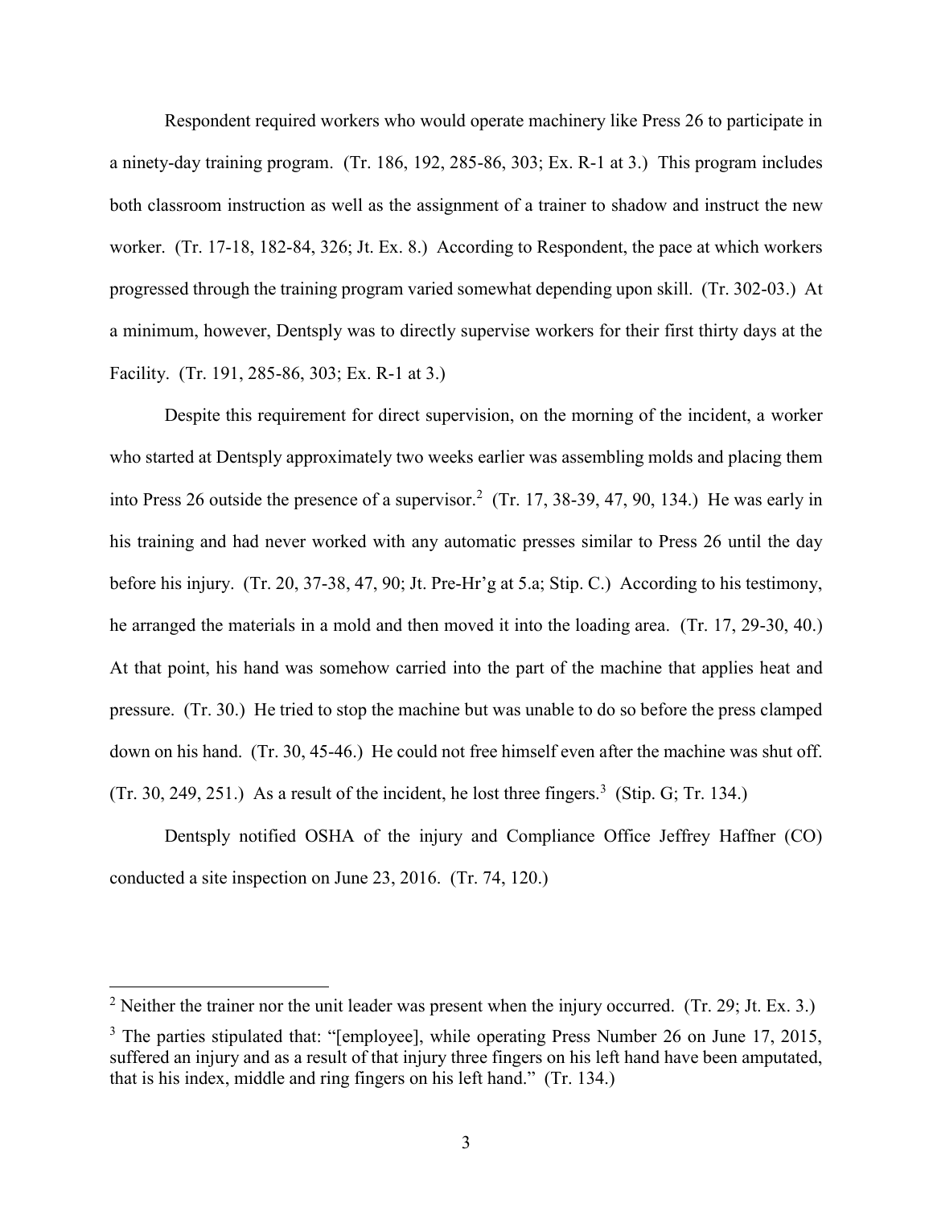Respondent required workers who would operate machinery like Press 26 to participate in a ninety-day training program. (Tr. 186, 192, 285-86, 303; Ex. R-1 at 3.) This program includes both classroom instruction as well as the assignment of a trainer to shadow and instruct the new worker. (Tr. 17-18, 182-84, 326; Jt. Ex. 8.) According to Respondent, the pace at which workers progressed through the training program varied somewhat depending upon skill. (Tr. 302-03.) At a minimum, however, Dentsply was to directly supervise workers for their first thirty days at the Facility. (Tr. 191, 285-86, 303; Ex. R-1 at 3.)

Despite this requirement for direct supervision, on the morning of the incident, a worker who started at Dentsply approximately two weeks earlier was assembling molds and placing them into Press 26 outside the presence of a supervisor.[2] (Tr. 17, 38-39, 47, 90, 134.) He was early in his training and had never worked with any automatic presses similar to Press 26 until the day before his injury. (Tr. 20, 37-38, 47, 90; Jt. Pre-Hr'g at 5.a; Stip. C.) According to his testimony, he arranged the materials in a mold and then moved it into the loading area. (Tr. 17, 29-30, 40.) At that point, his hand was somehow carried into the part of the machine that applies heat and pressure. (Tr. 30.) He tried to stop the machine but was unable to do so before the press clamped down on his hand. (Tr. 30, 45-46.) He could not free himself even after the machine was shut off. (Tr. 30, 249, 251.) As a result of the incident, he lost three fingers.[3] (Stip. G; Tr. 134.)

Dentsply notified OSHA of the injury and Compliance Office Jeffrey Haffner (CO) conducted a site inspection on June 23, 2016. (Tr. 74, 120.)

---

[2] Neither the trainer nor the unit leader was present when the injury occurred. (Tr. 29; Jt. Ex. 3.)

[3] The parties stipulated that: "[employee], while operating Press Number 26 on June 17, 2015, suffered an injury and as a result of that injury three fingers on his left hand have been amputated, that is his index, middle and ring fingers on his left hand." (Tr. 134.)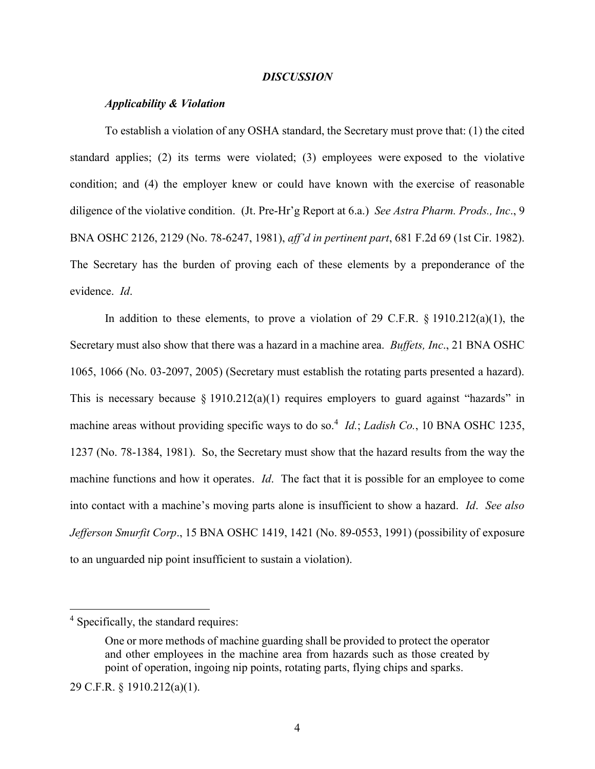## *DISCUSSION*

### *Applicability & Violation*

To establish a violation of any OSHA standard, the Secretary must prove that: (1) the cited standard applies; (2) its terms were violated; (3) employees were exposed to the violative condition; and (4) the employer knew or could have known with the exercise of reasonable diligence of the violative condition. (Jt. Pre-Hr'g Report at 6.a.) *See Astra Pharm. Prods., Inc*., 9 BNA OSHC 2126, 2129 (No. 78-6247, 1981), *aff'd in pertinent part*, 681 F.2d 69 (1st Cir. 1982). The Secretary has the burden of proving each of these elements by a preponderance of the evidence. *Id*.

In addition to these elements, to prove a violation of 29 C.F.R. § 1910.212(a)(1), the Secretary must also show that there was a hazard in a machine area. *Buffets, Inc*., 21 BNA OSHC 1065, 1066 (No. 03-2097, 2005) (Secretary must establish the rotating parts presented a hazard). This is necessary because § 1910.212(a)(1) requires employers to guard against "hazards" in machine areas without providing specific ways to do so.[4] *Id.*; *Ladish Co.*, 10 BNA OSHC 1235, 1237 (No. 78-1384, 1981). So, the Secretary must show that the hazard results from the way the machine functions and how it operates. *Id*. The fact that it is possible for an employee to come into contact with a machine's moving parts alone is insufficient to show a hazard. *Id*. *See also Jefferson Smurfit Corp*., 15 BNA OSHC 1419, 1421 (No. 89-0553, 1991) (possibility of exposure to an unguarded nip point insufficient to sustain a violation).

---

[4] Specifically, the standard requires:

> One or more methods of machine guarding shall be provided to protect the operator and other employees in the machine area from hazards such as those created by point of operation, ingoing nip points, rotating parts, flying chips and sparks.

29 C.F.R. § 1910.212(a)(1).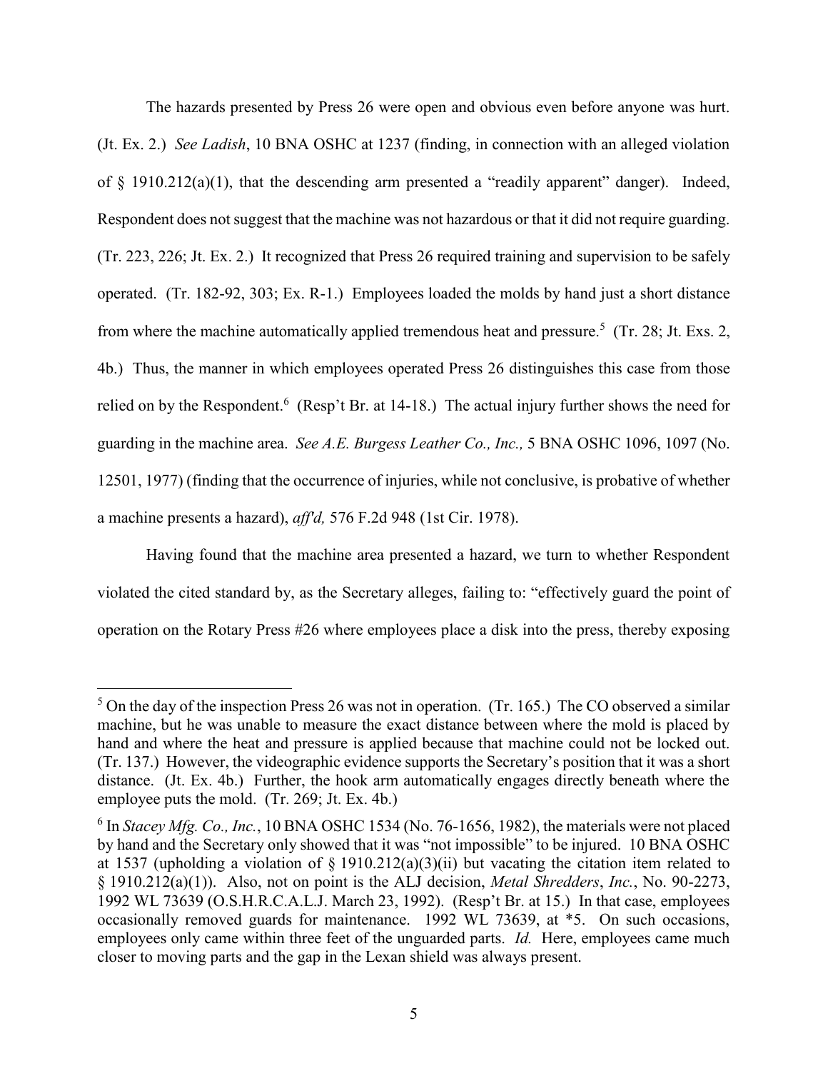The hazards presented by Press 26 were open and obvious even before anyone was hurt. (Jt. Ex. 2.) *See Ladish*, 10 BNA OSHC at 1237 (finding, in connection with an alleged violation of § 1910.212(a)(1), that the descending arm presented a "readily apparent" danger). Indeed, Respondent does not suggest that the machine was not hazardous or that it did not require guarding. (Tr. 223, 226; Jt. Ex. 2.) It recognized that Press 26 required training and supervision to be safely operated. (Tr. 182-92, 303; Ex. R-1.) Employees loaded the molds by hand just a short distance from where the machine automatically applied tremendous heat and pressure.[5] (Tr. 28; Jt. Exs. 2, 4b.) Thus, the manner in which employees operated Press 26 distinguishes this case from those relied on by the Respondent.[6] (Resp't Br. at 14-18.) The actual injury further shows the need for guarding in the machine area. *See A.E. Burgess Leather Co., Inc.,* 5 BNA OSHC 1096, 1097 (No. 12501, 1977) (finding that the occurrence of injuries, while not conclusive, is probative of whether a machine presents a hazard), *aff'd,* 576 F.2d 948 (1st Cir. 1978).

Having found that the machine area presented a hazard, we turn to whether Respondent violated the cited standard by, as the Secretary alleges, failing to: "effectively guard the point of operation on the Rotary Press #26 where employees place a disk into the press, thereby exposing

---

[5] On the day of the inspection Press 26 was not in operation. (Tr. 165.) The CO observed a similar machine, but he was unable to measure the exact distance between where the mold is placed by hand and where the heat and pressure is applied because that machine could not be locked out. (Tr. 137.) However, the videographic evidence supports the Secretary's position that it was a short distance. (Jt. Ex. 4b.) Further, the hook arm automatically engages directly beneath where the employee puts the mold. (Tr. 269; Jt. Ex. 4b.)

[6] In *Stacey Mfg. Co., Inc.*, 10 BNA OSHC 1534 (No. 76-1656, 1982), the materials were not placed by hand and the Secretary only showed that it was "not impossible" to be injured. 10 BNA OSHC at 1537 (upholding a violation of § 1910.212(a)(3)(ii) but vacating the citation item related to § 1910.212(a)(1)). Also, not on point is the ALJ decision, *Metal Shredders*, *Inc.*, No. 90-2273, 1992 WL 73639 (O.S.H.R.C.A.L.J. March 23, 1992). (Resp't Br. at 15.) In that case, employees occasionally removed guards for maintenance. 1992 WL 73639, at *5. On such occasions, employees only came within three feet of the unguarded parts. *Id.* Here, employees came much closer to moving parts and the gap in the Lexan shield was always present.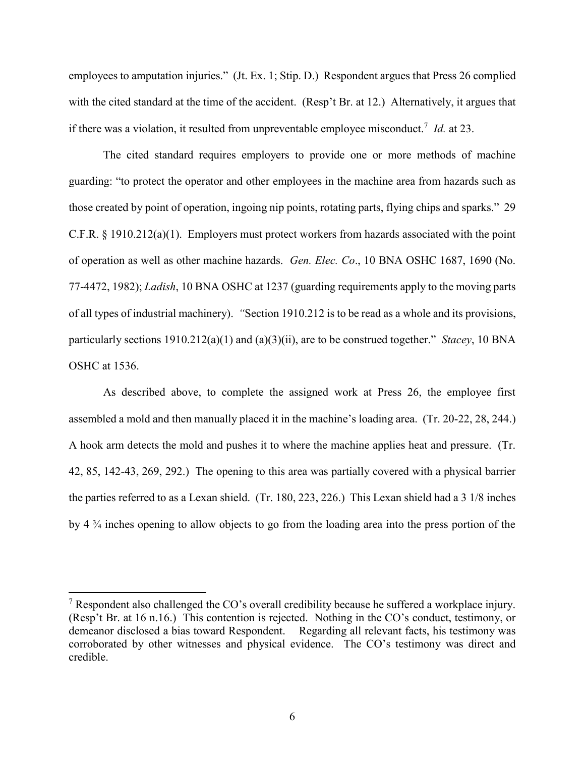employees to amputation injuries." (Jt. Ex. 1; Stip. D.) Respondent argues that Press 26 complied with the cited standard at the time of the accident. (Resp't Br. at 12.) Alternatively, it argues that if there was a violation, it resulted from unpreventable employee misconduct.[7] *Id.* at 23.

The cited standard requires employers to provide one or more methods of machine guarding: "to protect the operator and other employees in the machine area from hazards such as those created by point of operation, ingoing nip points, rotating parts, flying chips and sparks." 29 C.F.R. § 1910.212(a)(1). Employers must protect workers from hazards associated with the point of operation as well as other machine hazards. *Gen. Elec. Co*., 10 BNA OSHC 1687, 1690 (No. 77-4472, 1982); *Ladish*, 10 BNA OSHC at 1237 (guarding requirements apply to the moving parts of all types of industrial machinery). "Section 1910.212 is to be read as a whole and its provisions, particularly sections 1910.212(a)(1) and (a)(3)(ii), are to be construed together." *Stacey*, 10 BNA OSHC at 1536.

As described above, to complete the assigned work at Press 26, the employee first assembled a mold and then manually placed it in the machine's loading area. (Tr. 20-22, 28, 244.) A hook arm detects the mold and pushes it to where the machine applies heat and pressure. (Tr. 42, 85, 142-43, 269, 292.) The opening to this area was partially covered with a physical barrier the parties referred to as a Lexan shield. (Tr. 180, 223, 226.) This Lexan shield had a 3 1/8 inches by 4 ¾ inches opening to allow objects to go from the loading area into the press portion of the

---

[7] Respondent also challenged the CO's overall credibility because he suffered a workplace injury. (Resp't Br. at 16 n.16.) This contention is rejected. Nothing in the CO's conduct, testimony, or demeanor disclosed a bias toward Respondent. Regarding all relevant facts, his testimony was corroborated by other witnesses and physical evidence. The CO's testimony was direct and credible.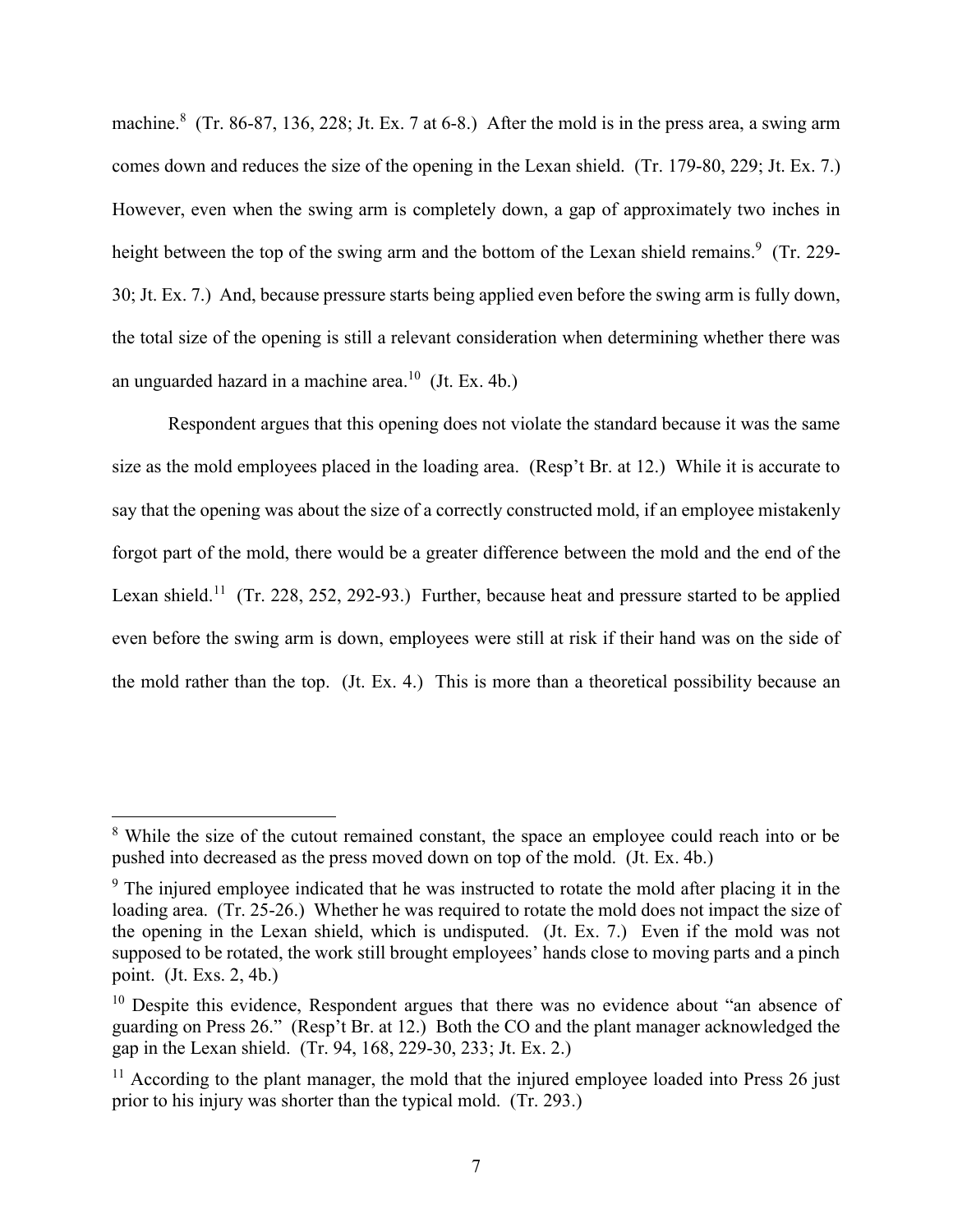machine.[8] (Tr. 86-87, 136, 228; Jt. Ex. 7 at 6-8.) After the mold is in the press area, a swing arm comes down and reduces the size of the opening in the Lexan shield. (Tr. 179-80, 229; Jt. Ex. 7.) However, even when the swing arm is completely down, a gap of approximately two inches in height between the top of the swing arm and the bottom of the Lexan shield remains.[9] (Tr. 229-30; Jt. Ex. 7.) And, because pressure starts being applied even before the swing arm is fully down, the total size of the opening is still a relevant consideration when determining whether there was an unguarded hazard in a machine area.[10] (Jt. Ex. 4b.)

Respondent argues that this opening does not violate the standard because it was the same size as the mold employees placed in the loading area. (Resp't Br. at 12.) While it is accurate to say that the opening was about the size of a correctly constructed mold, if an employee mistakenly forgot part of the mold, there would be a greater difference between the mold and the end of the Lexan shield.[11] (Tr. 228, 252, 292-93.) Further, because heat and pressure started to be applied even before the swing arm is down, employees were still at risk if their hand was on the side of the mold rather than the top. (Jt. Ex. 4.) This is more than a theoretical possibility because an

---

[8] While the size of the cutout remained constant, the space an employee could reach into or be pushed into decreased as the press moved down on top of the mold. (Jt. Ex. 4b.)

[9] The injured employee indicated that he was instructed to rotate the mold after placing it in the loading area. (Tr. 25-26.) Whether he was required to rotate the mold does not impact the size of the opening in the Lexan shield, which is undisputed. (Jt. Ex. 7.) Even if the mold was not supposed to be rotated, the work still brought employees' hands close to moving parts and a pinch point. (Jt. Exs. 2, 4b.)

[10] Despite this evidence, Respondent argues that there was no evidence about "an absence of guarding on Press 26." (Resp't Br. at 12.) Both the CO and the plant manager acknowledged the gap in the Lexan shield. (Tr. 94, 168, 229-30, 233; Jt. Ex. 2.)

[11] According to the plant manager, the mold that the injured employee loaded into Press 26 just prior to his injury was shorter than the typical mold. (Tr. 293.)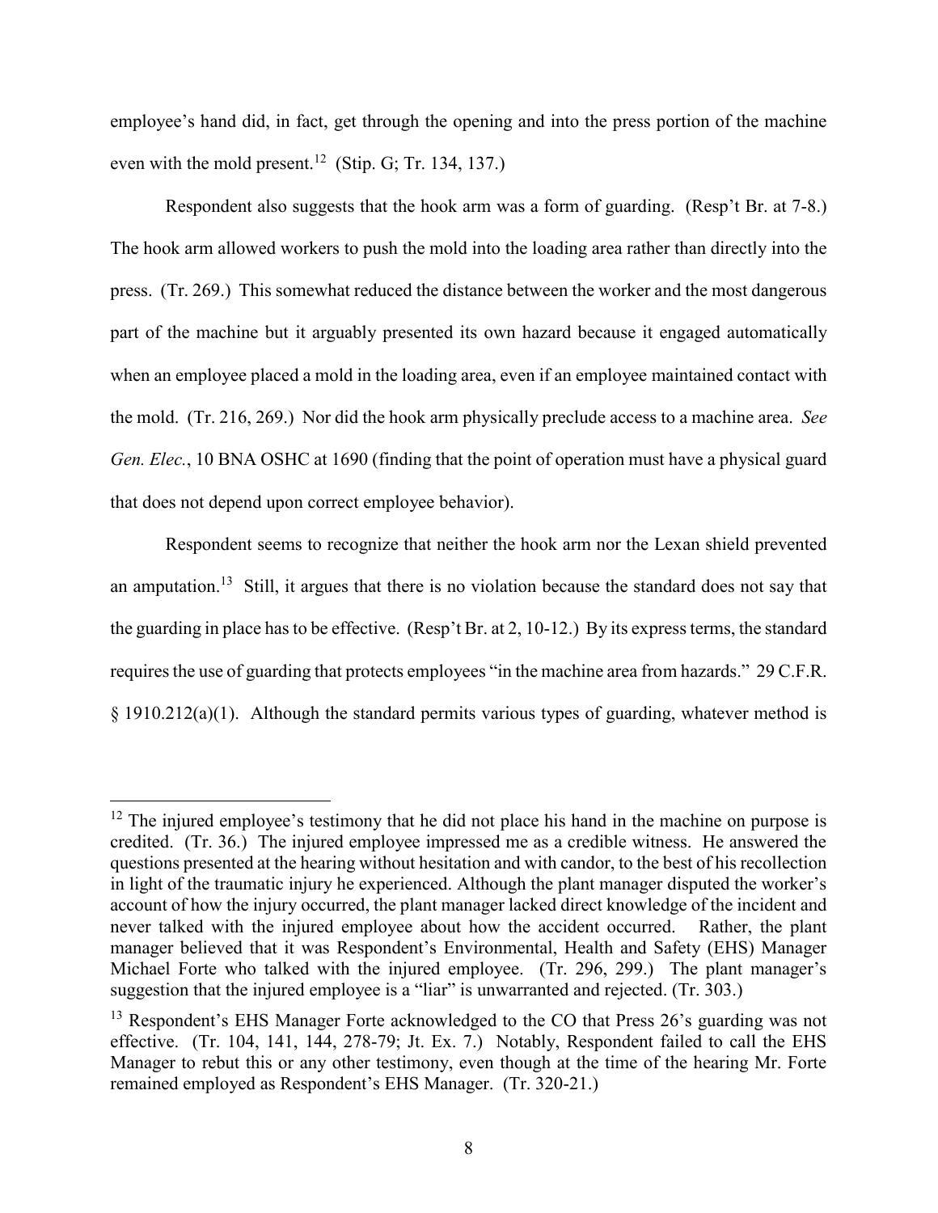employee's hand did, in fact, get through the opening and into the press portion of the machine even with the mold present.[12] (Stip. G; Tr. 134, 137.)

Respondent also suggests that the hook arm was a form of guarding. (Resp't Br. at 7-8.) The hook arm allowed workers to push the mold into the loading area rather than directly into the press. (Tr. 269.) This somewhat reduced the distance between the worker and the most dangerous part of the machine but it arguably presented its own hazard because it engaged automatically when an employee placed a mold in the loading area, even if an employee maintained contact with the mold. (Tr. 216, 269.) Nor did the hook arm physically preclude access to a machine area. *See Gen. Elec.*, 10 BNA OSHC at 1690 (finding that the point of operation must have a physical guard that does not depend upon correct employee behavior).

Respondent seems to recognize that neither the hook arm nor the Lexan shield prevented an amputation.[13] Still, it argues that there is no violation because the standard does not say that the guarding in place has to be effective. (Resp't Br. at 2, 10-12.) By its express terms, the standard requires the use of guarding that protects employees "in the machine area from hazards." 29 C.F.R. § 1910.212(a)(1). Although the standard permits various types of guarding, whatever method is

---

[12] The injured employee's testimony that he did not place his hand in the machine on purpose is credited. (Tr. 36.) The injured employee impressed me as a credible witness. He answered the questions presented at the hearing without hesitation and with candor, to the best of his recollection in light of the traumatic injury he experienced. Although the plant manager disputed the worker's account of how the injury occurred, the plant manager lacked direct knowledge of the incident and never talked with the injured employee about how the accident occurred. Rather, the plant manager believed that it was Respondent's Environmental, Health and Safety (EHS) Manager Michael Forte who talked with the injured employee. (Tr. 296, 299.) The plant manager's suggestion that the injured employee is a "liar" is unwarranted and rejected. (Tr. 303.)

[13] Respondent's EHS Manager Forte acknowledged to the CO that Press 26's guarding was not effective. (Tr. 104, 141, 144, 278-79; Jt. Ex. 7.) Notably, Respondent failed to call the EHS Manager to rebut this or any other testimony, even though at the time of the hearing Mr. Forte remained employed as Respondent's EHS Manager. (Tr. 320-21.)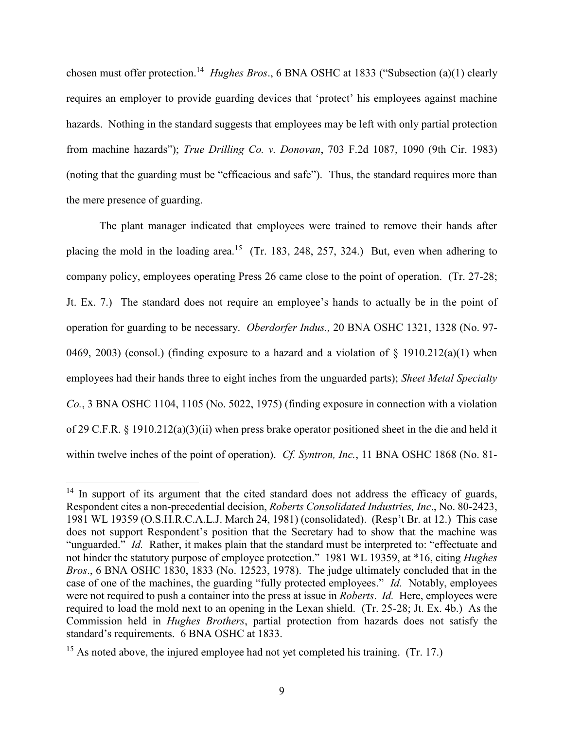chosen must offer protection.[14] *Hughes Bros*., 6 BNA OSHC at 1833 ("Subsection (a)(1) clearly requires an employer to provide guarding devices that 'protect' his employees against machine hazards. Nothing in the standard suggests that employees may be left with only partial protection from machine hazards"); *True Drilling Co. v. Donovan*, 703 F.2d 1087, 1090 (9th Cir. 1983) (noting that the guarding must be "efficacious and safe"). Thus, the standard requires more than the mere presence of guarding.

The plant manager indicated that employees were trained to remove their hands after placing the mold in the loading area.[15] (Tr. 183, 248, 257, 324.) But, even when adhering to company policy, employees operating Press 26 came close to the point of operation. (Tr. 27-28; Jt. Ex. 7.) The standard does not require an employee's hands to actually be in the point of operation for guarding to be necessary. *Oberdorfer Indus.,* 20 BNA OSHC 1321, 1328 (No. 97-0469, 2003) (consol.) (finding exposure to a hazard and a violation of § 1910.212(a)(1) when employees had their hands three to eight inches from the unguarded parts); *Sheet Metal Specialty Co.*, 3 BNA OSHC 1104, 1105 (No. 5022, 1975) (finding exposure in connection with a violation of 29 C.F.R. § 1910.212(a)(3)(ii) when press brake operator positioned sheet in the die and held it within twelve inches of the point of operation). *Cf. Syntron, Inc.*, 11 BNA OSHC 1868 (No. 81-

---

[14] In support of its argument that the cited standard does not address the efficacy of guards, Respondent cites a non-precedential decision, *Roberts Consolidated Industries, Inc*., No. 80-2423, 1981 WL 19359 (O.S.H.R.C.A.L.J. March 24, 1981) (consolidated). (Resp't Br. at 12.) This case does not support Respondent's position that the Secretary had to show that the machine was "unguarded." *Id.* Rather, it makes plain that the standard must be interpreted to: "effectuate and not hinder the statutory purpose of employee protection." 1981 WL 19359, at *16, citing *Hughes Bros*., 6 BNA OSHC 1830, 1833 (No. 12523, 1978). The judge ultimately concluded that in the case of one of the machines, the guarding "fully protected employees." *Id.* Notably, employees were not required to push a container into the press at issue in *Roberts*. *Id.* Here, employees were required to load the mold next to an opening in the Lexan shield. (Tr. 25-28; Jt. Ex. 4b.) As the Commission held in *Hughes Brothers*, partial protection from hazards does not satisfy the standard's requirements. 6 BNA OSHC at 1833.

[15] As noted above, the injured employee had not yet completed his training. (Tr. 17.)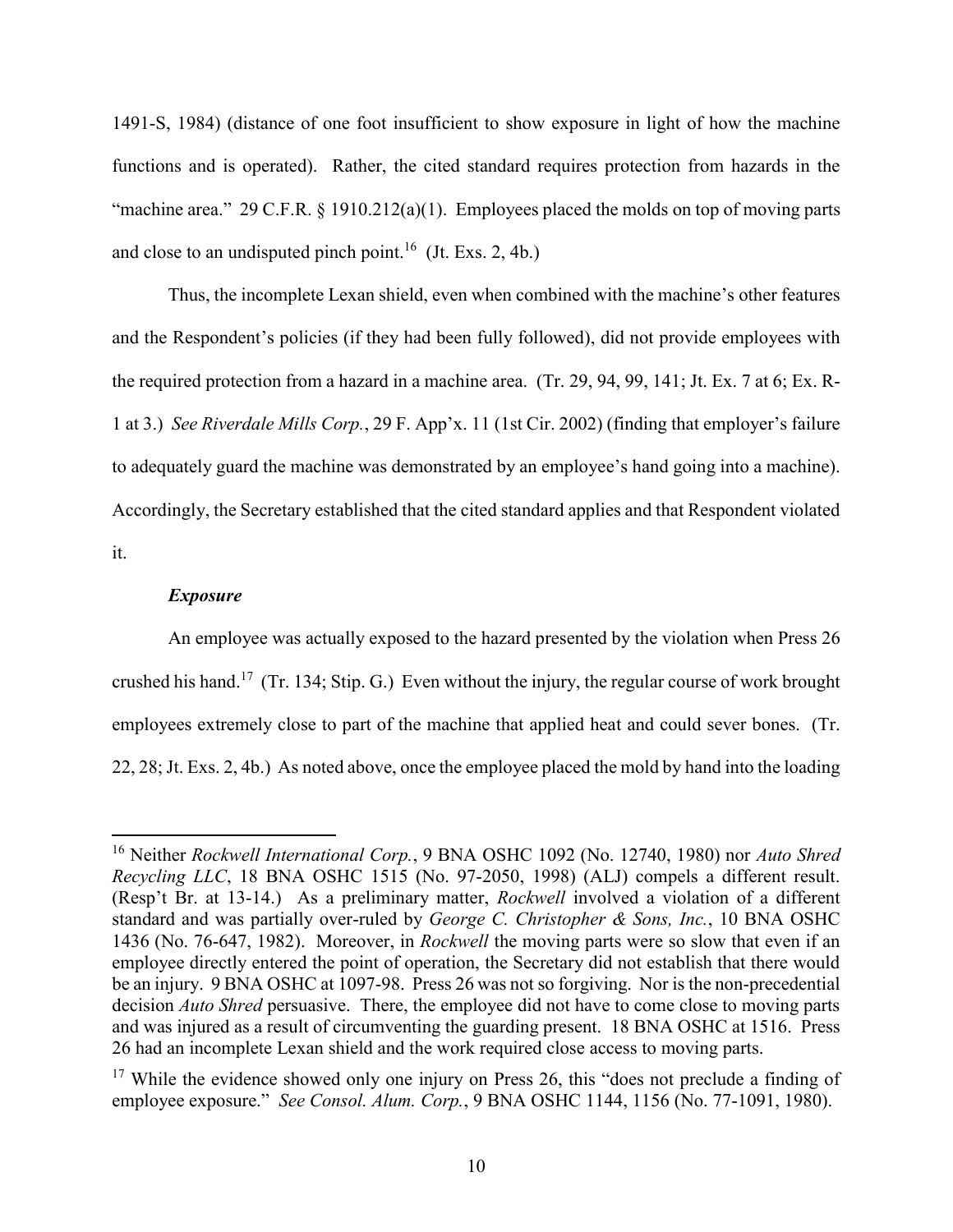1491-S, 1984) (distance of one foot insufficient to show exposure in light of how the machine functions and is operated). Rather, the cited standard requires protection from hazards in the "machine area." 29 C.F.R. § 1910.212(a)(1). Employees placed the molds on top of moving parts and close to an undisputed pinch point.[16] (Jt. Exs. 2, 4b.)

Thus, the incomplete Lexan shield, even when combined with the machine's other features and the Respondent's policies (if they had been fully followed), did not provide employees with the required protection from a hazard in a machine area. (Tr. 29, 94, 99, 141; Jt. Ex. 7 at 6; Ex. R-1 at 3.) *See Riverdale Mills Corp.*, 29 F. App'x. 11 (1st Cir. 2002) (finding that employer's failure to adequately guard the machine was demonstrated by an employee's hand going into a machine). Accordingly, the Secretary established that the cited standard applies and that Respondent violated it.

***Exposure***

An employee was actually exposed to the hazard presented by the violation when Press 26 crushed his hand.[17] (Tr. 134; Stip. G.) Even without the injury, the regular course of work brought employees extremely close to part of the machine that applied heat and could sever bones. (Tr. 22, 28; Jt. Exs. 2, 4b.) As noted above, once the employee placed the mold by hand into the loading

---

[16] Neither *Rockwell International Corp.*, 9 BNA OSHC 1092 (No. 12740, 1980) nor *Auto Shred Recycling LLC*, 18 BNA OSHC 1515 (No. 97-2050, 1998) (ALJ) compels a different result. (Resp't Br. at 13-14.) As a preliminary matter, *Rockwell* involved a violation of a different standard and was partially over-ruled by *George C. Christopher & Sons, Inc.*, 10 BNA OSHC 1436 (No. 76-647, 1982). Moreover, in *Rockwell* the moving parts were so slow that even if an employee directly entered the point of operation, the Secretary did not establish that there would be an injury. 9 BNA OSHC at 1097-98. Press 26 was not so forgiving. Nor is the non-precedential decision *Auto Shred* persuasive. There, the employee did not have to come close to moving parts and was injured as a result of circumventing the guarding present. 18 BNA OSHC at 1516. Press 26 had an incomplete Lexan shield and the work required close access to moving parts.

[17] While the evidence showed only one injury on Press 26, this "does not preclude a finding of employee exposure." *See Consol. Alum. Corp.*, 9 BNA OSHC 1144, 1156 (No. 77-1091, 1980).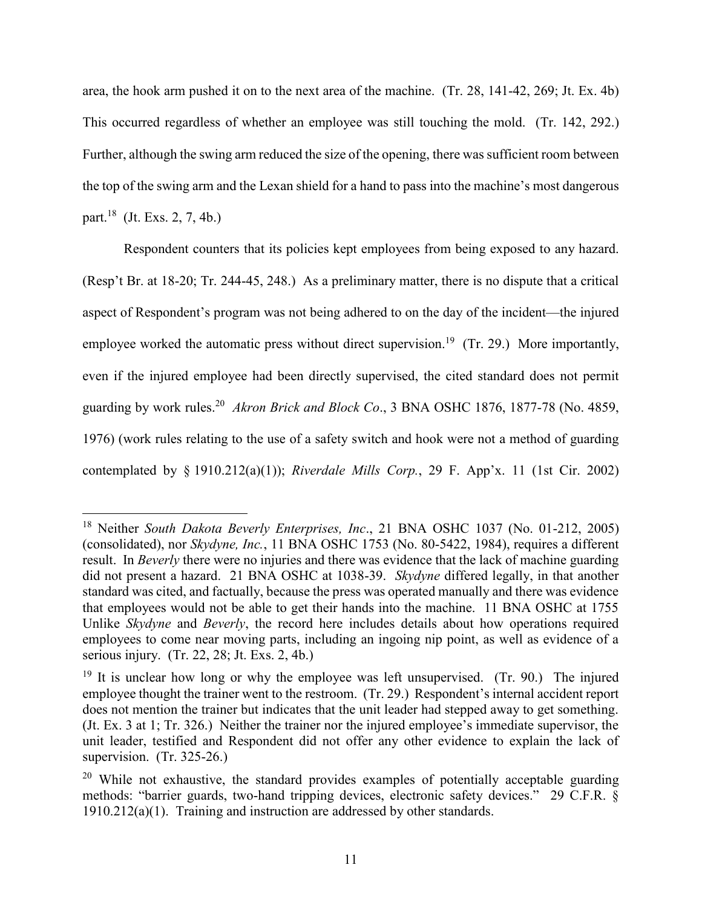area, the hook arm pushed it on to the next area of the machine. (Tr. 28, 141-42, 269; Jt. Ex. 4b) This occurred regardless of whether an employee was still touching the mold. (Tr. 142, 292.) Further, although the swing arm reduced the size of the opening, there was sufficient room between the top of the swing arm and the Lexan shield for a hand to pass into the machine's most dangerous part.[18] (Jt. Exs. 2, 7, 4b.)

Respondent counters that its policies kept employees from being exposed to any hazard. (Resp't Br. at 18-20; Tr. 244-45, 248.) As a preliminary matter, there is no dispute that a critical aspect of Respondent's program was not being adhered to on the day of the incident—the injured employee worked the automatic press without direct supervision.[19] (Tr. 29.) More importantly, even if the injured employee had been directly supervised, the cited standard does not permit guarding by work rules.[20] *Akron Brick and Block Co*., 3 BNA OSHC 1876, 1877-78 (No. 4859, 1976) (work rules relating to the use of a safety switch and hook were not a method of guarding contemplated by § 1910.212(a)(1)); *Riverdale Mills Corp.*, 29 F. App'x. 11 (1st Cir. 2002)

---

[18] Neither *South Dakota Beverly Enterprises, Inc*., 21 BNA OSHC 1037 (No. 01-212, 2005) (consolidated), nor *Skydyne, Inc.*, 11 BNA OSHC 1753 (No. 80-5422, 1984), requires a different result. In *Beverly* there were no injuries and there was evidence that the lack of machine guarding did not present a hazard. 21 BNA OSHC at 1038-39. *Skydyne* differed legally, in that another standard was cited, and factually, because the press was operated manually and there was evidence that employees would not be able to get their hands into the machine. 11 BNA OSHC at 1755 Unlike *Skydyne* and *Beverly*, the record here includes details about how operations required employees to come near moving parts, including an ingoing nip point, as well as evidence of a serious injury. (Tr. 22, 28; Jt. Exs. 2, 4b.)

[19] It is unclear how long or why the employee was left unsupervised. (Tr. 90.) The injured employee thought the trainer went to the restroom. (Tr. 29.) Respondent's internal accident report does not mention the trainer but indicates that the unit leader had stepped away to get something. (Jt. Ex. 3 at 1; Tr. 326.) Neither the trainer nor the injured employee's immediate supervisor, the unit leader, testified and Respondent did not offer any other evidence to explain the lack of supervision. (Tr. 325-26.)

[20] While not exhaustive, the standard provides examples of potentially acceptable guarding methods: "barrier guards, two-hand tripping devices, electronic safety devices." 29 C.F.R. § 1910.212(a)(1). Training and instruction are addressed by other standards.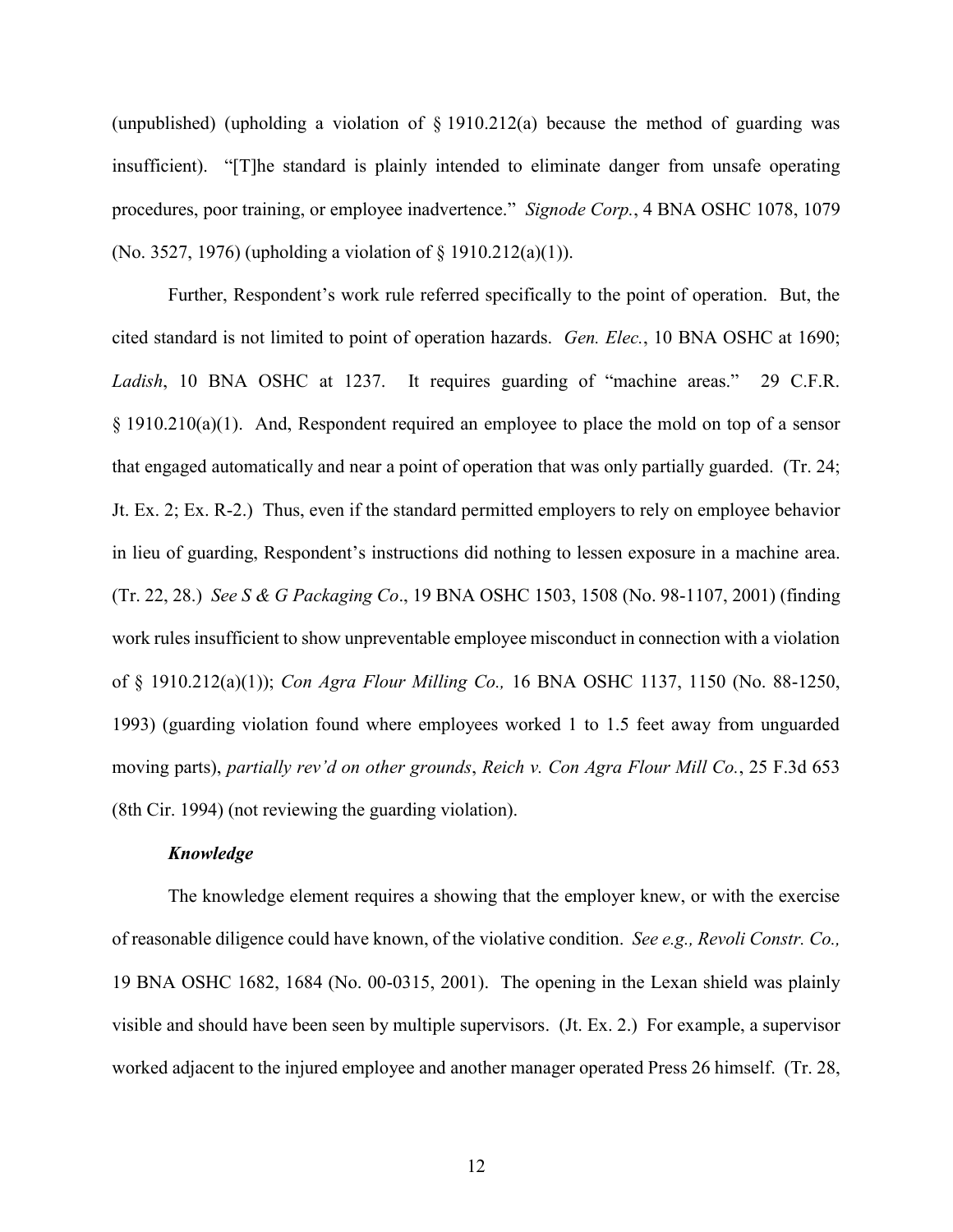(unpublished) (upholding a violation of § 1910.212(a) because the method of guarding was insufficient). "[T]he standard is plainly intended to eliminate danger from unsafe operating procedures, poor training, or employee inadvertence." *Signode Corp.*, 4 BNA OSHC 1078, 1079 (No. 3527, 1976) (upholding a violation of § 1910.212(a)(1)).

Further, Respondent's work rule referred specifically to the point of operation. But, the cited standard is not limited to point of operation hazards. *Gen. Elec.*, 10 BNA OSHC at 1690; *Ladish*, 10 BNA OSHC at 1237. It requires guarding of "machine areas." 29 C.F.R. § 1910.210(a)(1). And, Respondent required an employee to place the mold on top of a sensor that engaged automatically and near a point of operation that was only partially guarded. (Tr. 24; Jt. Ex. 2; Ex. R-2.) Thus, even if the standard permitted employers to rely on employee behavior in lieu of guarding, Respondent's instructions did nothing to lessen exposure in a machine area. (Tr. 22, 28.) *See S & G Packaging Co*., 19 BNA OSHC 1503, 1508 (No. 98-1107, 2001) (finding work rules insufficient to show unpreventable employee misconduct in connection with a violation of § 1910.212(a)(1)); *Con Agra Flour Milling Co.,* 16 BNA OSHC 1137, 1150 (No. 88-1250, 1993) (guarding violation found where employees worked 1 to 1.5 feet away from unguarded moving parts), *partially rev'd on other grounds*, *Reich v. Con Agra Flour Mill Co.*, 25 F.3d 653 (8th Cir. 1994) (not reviewing the guarding violation).

***Knowledge***

The knowledge element requires a showing that the employer knew, or with the exercise of reasonable diligence could have known, of the violative condition. *See e.g., Revoli Constr. Co.,* 19 BNA OSHC 1682, 1684 (No. 00-0315, 2001). The opening in the Lexan shield was plainly visible and should have been seen by multiple supervisors. (Jt. Ex. 2.) For example, a supervisor worked adjacent to the injured employee and another manager operated Press 26 himself. (Tr. 28,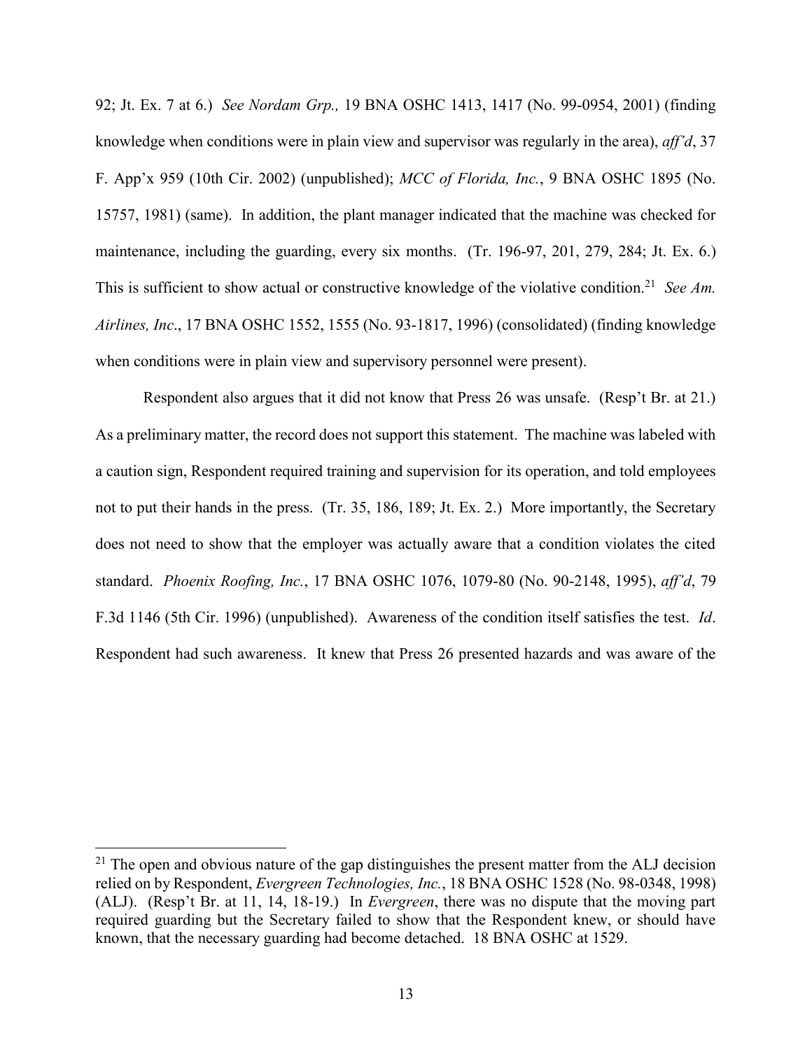92; Jt. Ex. 7 at 6.) *See Nordam Grp.,* 19 BNA OSHC 1413, 1417 (No. 99-0954, 2001) (finding knowledge when conditions were in plain view and supervisor was regularly in the area), *aff'd*, 37 F. App'x 959 (10th Cir. 2002) (unpublished); *MCC of Florida, Inc.*, 9 BNA OSHC 1895 (No. 15757, 1981) (same). In addition, the plant manager indicated that the machine was checked for maintenance, including the guarding, every six months. (Tr. 196-97, 201, 279, 284; Jt. Ex. 6.) This is sufficient to show actual or constructive knowledge of the violative condition.[21] *See Am. Airlines, Inc*., 17 BNA OSHC 1552, 1555 (No. 93-1817, 1996) (consolidated) (finding knowledge when conditions were in plain view and supervisory personnel were present).

Respondent also argues that it did not know that Press 26 was unsafe. (Resp't Br. at 21.) As a preliminary matter, the record does not support this statement. The machine was labeled with a caution sign, Respondent required training and supervision for its operation, and told employees not to put their hands in the press. (Tr. 35, 186, 189; Jt. Ex. 2.) More importantly, the Secretary does not need to show that the employer was actually aware that a condition violates the cited standard. *Phoenix Roofing, Inc.*, 17 BNA OSHC 1076, 1079-80 (No. 90-2148, 1995), *aff'd*, 79 F.3d 1146 (5th Cir. 1996) (unpublished). Awareness of the condition itself satisfies the test. *Id*. Respondent had such awareness. It knew that Press 26 presented hazards and was aware of the

---

[21] The open and obvious nature of the gap distinguishes the present matter from the ALJ decision relied on by Respondent, *Evergreen Technologies, Inc.*, 18 BNA OSHC 1528 (No. 98-0348, 1998) (ALJ). (Resp't Br. at 11, 14, 18-19.) In *Evergreen*, there was no dispute that the moving part required guarding but the Secretary failed to show that the Respondent knew, or should have known, that the necessary guarding had become detached. 18 BNA OSHC at 1529.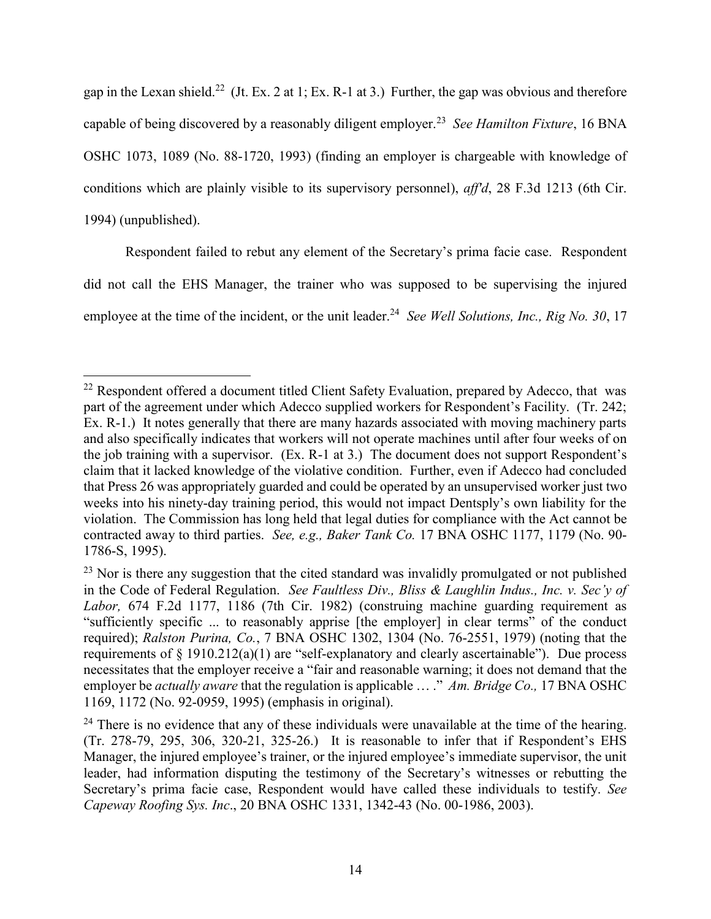gap in the Lexan shield.[22] (Jt. Ex. 2 at 1; Ex. R-1 at 3.) Further, the gap was obvious and therefore capable of being discovered by a reasonably diligent employer.[23] *See Hamilton Fixture*, 16 BNA OSHC 1073, 1089 (No. 88-1720, 1993) (finding an employer is chargeable with knowledge of conditions which are plainly visible to its supervisory personnel), *aff'd*, 28 F.3d 1213 (6th Cir. 1994) (unpublished).

Respondent failed to rebut any element of the Secretary's prima facie case. Respondent did not call the EHS Manager, the trainer who was supposed to be supervising the injured employee at the time of the incident, or the unit leader.[24] *See Well Solutions, Inc., Rig No. 30*, 17

---

[22] Respondent offered a document titled Client Safety Evaluation, prepared by Adecco, that was part of the agreement under which Adecco supplied workers for Respondent's Facility. (Tr. 242; Ex. R-1.) It notes generally that there are many hazards associated with moving machinery parts and also specifically indicates that workers will not operate machines until after four weeks of on the job training with a supervisor. (Ex. R-1 at 3.) The document does not support Respondent's claim that it lacked knowledge of the violative condition. Further, even if Adecco had concluded that Press 26 was appropriately guarded and could be operated by an unsupervised worker just two weeks into his ninety-day training period, this would not impact Dentsply's own liability for the violation. The Commission has long held that legal duties for compliance with the Act cannot be contracted away to third parties. *See, e.g., Baker Tank Co.* 17 BNA OSHC 1177, 1179 (No. 90-1786-S, 1995).

[23] Nor is there any suggestion that the cited standard was invalidly promulgated or not published in the Code of Federal Regulation. *See Faultless Div., Bliss & Laughlin Indus., Inc. v. Sec'y of Labor,* 674 F.2d 1177, 1186 (7th Cir. 1982) (construing machine guarding requirement as "sufficiently specific ... to reasonably apprise [the employer] in clear terms" of the conduct required); *Ralston Purina, Co.*, 7 BNA OSHC 1302, 1304 (No. 76-2551, 1979) (noting that the requirements of § 1910.212(a)(1) are "self-explanatory and clearly ascertainable"). Due process necessitates that the employer receive a "fair and reasonable warning; it does not demand that the employer be *actually aware* that the regulation is applicable … ." *Am. Bridge Co.,* 17 BNA OSHC 1169, 1172 (No. 92-0959, 1995) (emphasis in original).

[24] There is no evidence that any of these individuals were unavailable at the time of the hearing. (Tr. 278-79, 295, 306, 320-21, 325-26.) It is reasonable to infer that if Respondent's EHS Manager, the injured employee's trainer, or the injured employee's immediate supervisor, the unit leader, had information disputing the testimony of the Secretary's witnesses or rebutting the Secretary's prima facie case, Respondent would have called these individuals to testify. *See Capeway Roofing Sys. Inc*., 20 BNA OSHC 1331, 1342-43 (No. 00-1986, 2003).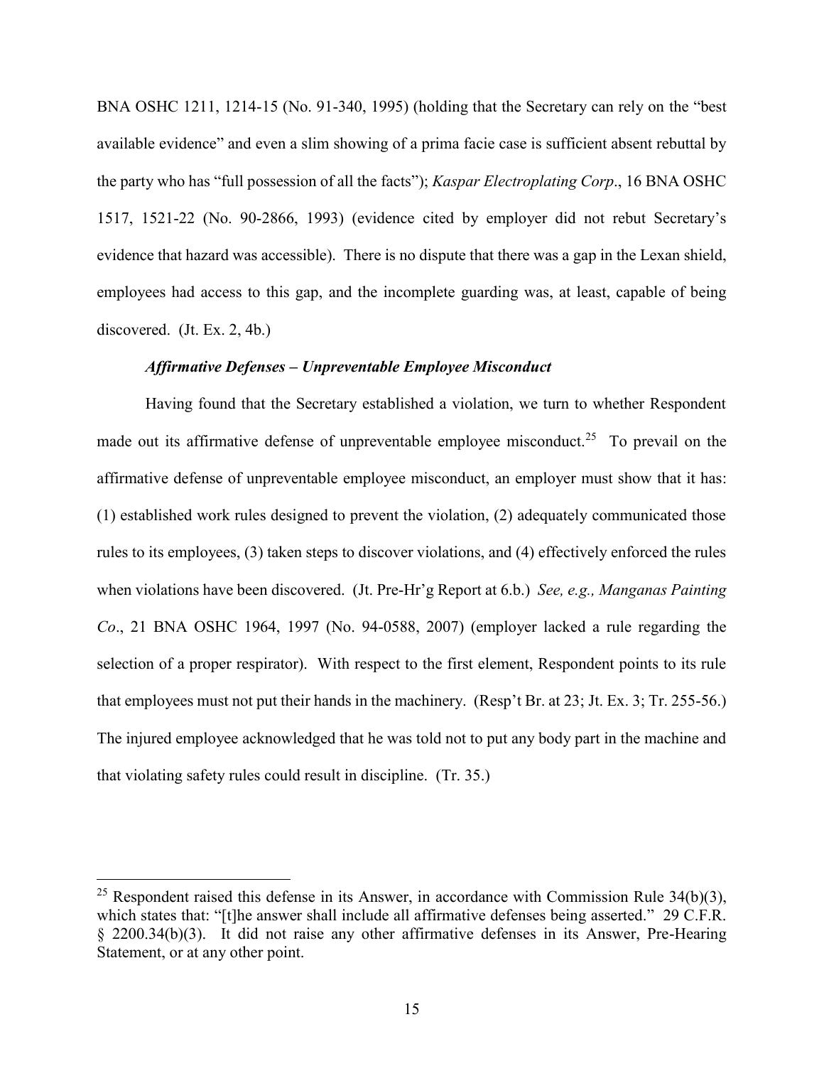BNA OSHC 1211, 1214-15 (No. 91-340, 1995) (holding that the Secretary can rely on the "best available evidence" and even a slim showing of a prima facie case is sufficient absent rebuttal by the party who has "full possession of all the facts"); *Kaspar Electroplating Corp*., 16 BNA OSHC 1517, 1521-22 (No. 90-2866, 1993) (evidence cited by employer did not rebut Secretary's evidence that hazard was accessible). There is no dispute that there was a gap in the Lexan shield, employees had access to this gap, and the incomplete guarding was, at least, capable of being discovered. (Jt. Ex. 2, 4b.)

### *Affirmative Defenses – Unpreventable Employee Misconduct*

Having found that the Secretary established a violation, we turn to whether Respondent made out its affirmative defense of unpreventable employee misconduct.[25] To prevail on the affirmative defense of unpreventable employee misconduct, an employer must show that it has: (1) established work rules designed to prevent the violation, (2) adequately communicated those rules to its employees, (3) taken steps to discover violations, and (4) effectively enforced the rules when violations have been discovered. (Jt. Pre-Hr'g Report at 6.b.) *See, e.g., Manganas Painting Co*., 21 BNA OSHC 1964, 1997 (No. 94-0588, 2007) (employer lacked a rule regarding the selection of a proper respirator). With respect to the first element, Respondent points to its rule that employees must not put their hands in the machinery. (Resp't Br. at 23; Jt. Ex. 3; Tr. 255-56.) The injured employee acknowledged that he was told not to put any body part in the machine and that violating safety rules could result in discipline. (Tr. 35.)

---

[25] Respondent raised this defense in its Answer, in accordance with Commission Rule 34(b)(3), which states that: "[t]he answer shall include all affirmative defenses being asserted." 29 C.F.R. § 2200.34(b)(3). It did not raise any other affirmative defenses in its Answer, Pre-Hearing Statement, or at any other point.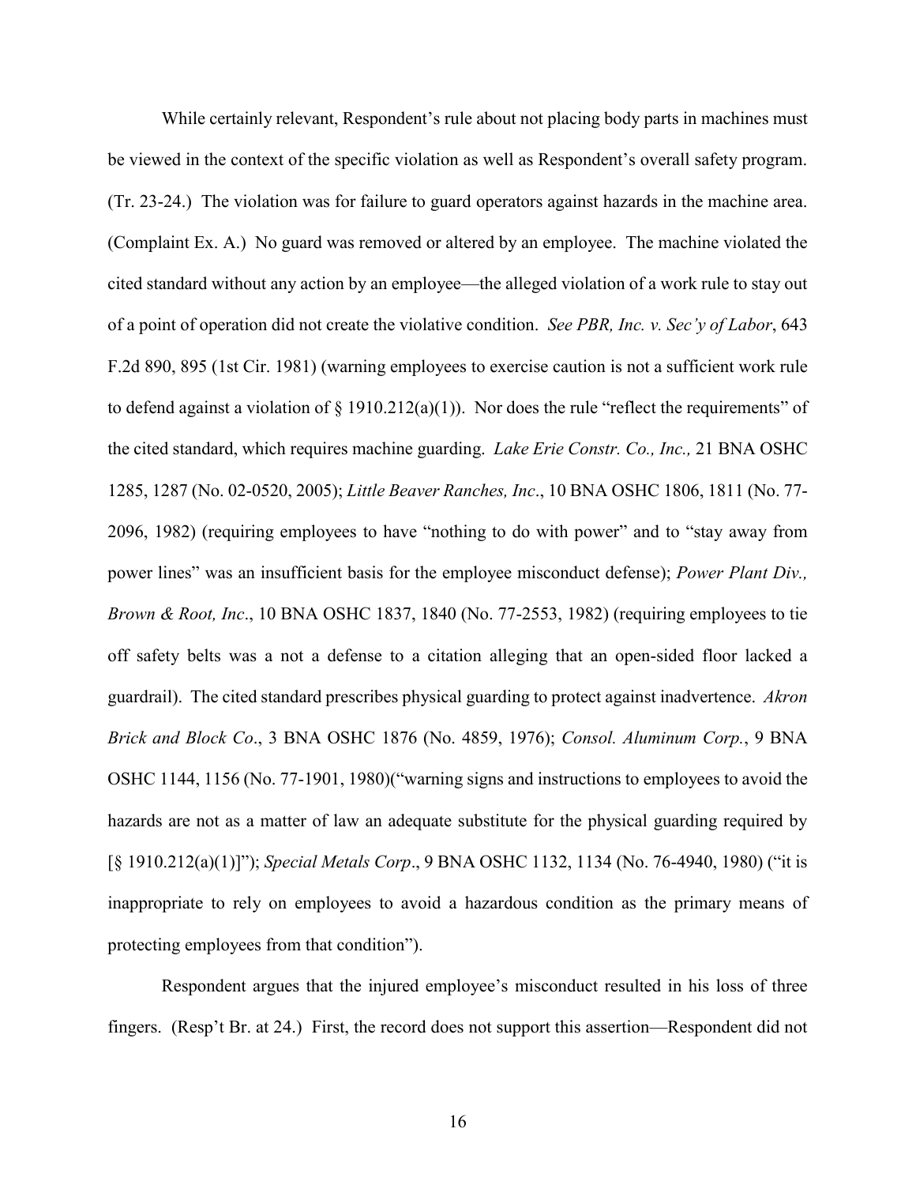While certainly relevant, Respondent's rule about not placing body parts in machines must be viewed in the context of the specific violation as well as Respondent's overall safety program. (Tr. 23-24.) The violation was for failure to guard operators against hazards in the machine area. (Complaint Ex. A.) No guard was removed or altered by an employee. The machine violated the cited standard without any action by an employee—the alleged violation of a work rule to stay out of a point of operation did not create the violative condition. *See PBR, Inc. v. Sec'y of Labor*, 643 F.2d 890, 895 (1st Cir. 1981) (warning employees to exercise caution is not a sufficient work rule to defend against a violation of § 1910.212(a)(1)). Nor does the rule "reflect the requirements" of the cited standard, which requires machine guarding. *Lake Erie Constr. Co., Inc.,* 21 BNA OSHC 1285, 1287 (No. 02-0520, 2005); *Little Beaver Ranches, Inc*., 10 BNA OSHC 1806, 1811 (No. 77-2096, 1982) (requiring employees to have "nothing to do with power" and to "stay away from power lines" was an insufficient basis for the employee misconduct defense); *Power Plant Div., Brown & Root, Inc*., 10 BNA OSHC 1837, 1840 (No. 77-2553, 1982) (requiring employees to tie off safety belts was a not a defense to a citation alleging that an open-sided floor lacked a guardrail). The cited standard prescribes physical guarding to protect against inadvertence. *Akron Brick and Block Co*., 3 BNA OSHC 1876 (No. 4859, 1976); *Consol. Aluminum Corp.*, 9 BNA OSHC 1144, 1156 (No. 77-1901, 1980)("warning signs and instructions to employees to avoid the hazards are not as a matter of law an adequate substitute for the physical guarding required by [§ 1910.212(a)(1)]"); *Special Metals Corp*., 9 BNA OSHC 1132, 1134 (No. 76-4940, 1980) ("it is inappropriate to rely on employees to avoid a hazardous condition as the primary means of protecting employees from that condition").

Respondent argues that the injured employee's misconduct resulted in his loss of three fingers. (Resp't Br. at 24.) First, the record does not support this assertion—Respondent did not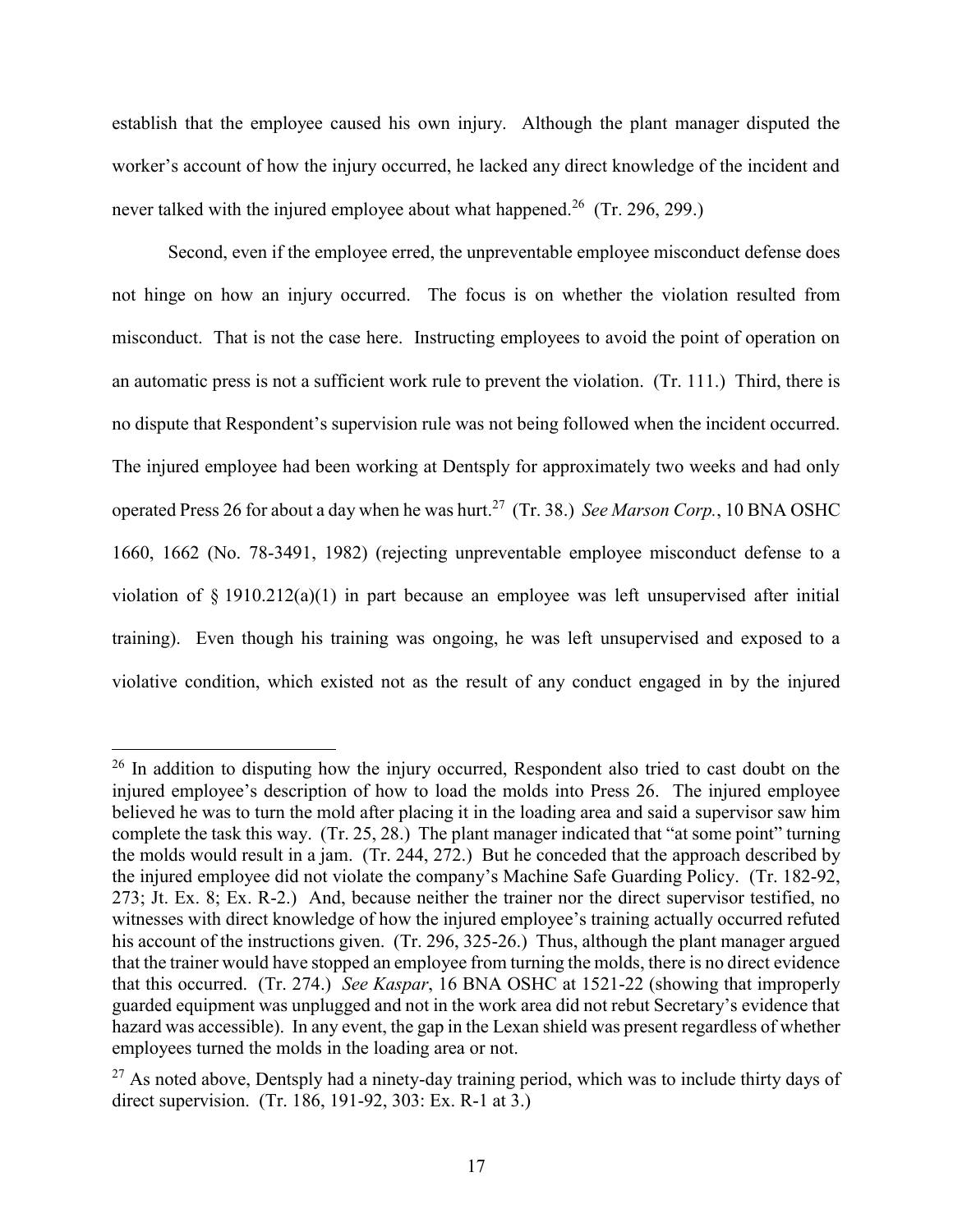establish that the employee caused his own injury. Although the plant manager disputed the worker's account of how the injury occurred, he lacked any direct knowledge of the incident and never talked with the injured employee about what happened.[26] (Tr. 296, 299.)

Second, even if the employee erred, the unpreventable employee misconduct defense does not hinge on how an injury occurred. The focus is on whether the violation resulted from misconduct. That is not the case here. Instructing employees to avoid the point of operation on an automatic press is not a sufficient work rule to prevent the violation. (Tr. 111.) Third, there is no dispute that Respondent's supervision rule was not being followed when the incident occurred. The injured employee had been working at Dentsply for approximately two weeks and had only operated Press 26 for about a day when he was hurt.[27] (Tr. 38.) *See Marson Corp.*, 10 BNA OSHC 1660, 1662 (No. 78-3491, 1982) (rejecting unpreventable employee misconduct defense to a violation of § 1910.212(a)(1) in part because an employee was left unsupervised after initial training). Even though his training was ongoing, he was left unsupervised and exposed to a violative condition, which existed not as the result of any conduct engaged in by the injured

---

[26] In addition to disputing how the injury occurred, Respondent also tried to cast doubt on the injured employee's description of how to load the molds into Press 26. The injured employee believed he was to turn the mold after placing it in the loading area and said a supervisor saw him complete the task this way. (Tr. 25, 28.) The plant manager indicated that "at some point" turning the molds would result in a jam. (Tr. 244, 272.) But he conceded that the approach described by the injured employee did not violate the company's Machine Safe Guarding Policy. (Tr. 182-92, 273; Jt. Ex. 8; Ex. R-2.) And, because neither the trainer nor the direct supervisor testified, no witnesses with direct knowledge of how the injured employee's training actually occurred refuted his account of the instructions given. (Tr. 296, 325-26.) Thus, although the plant manager argued that the trainer would have stopped an employee from turning the molds, there is no direct evidence that this occurred. (Tr. 274.) *See Kaspar*, 16 BNA OSHC at 1521-22 (showing that improperly guarded equipment was unplugged and not in the work area did not rebut Secretary's evidence that hazard was accessible). In any event, the gap in the Lexan shield was present regardless of whether employees turned the molds in the loading area or not.

[27] As noted above, Dentsply had a ninety-day training period, which was to include thirty days of direct supervision. (Tr. 186, 191-92, 303: Ex. R-1 at 3.)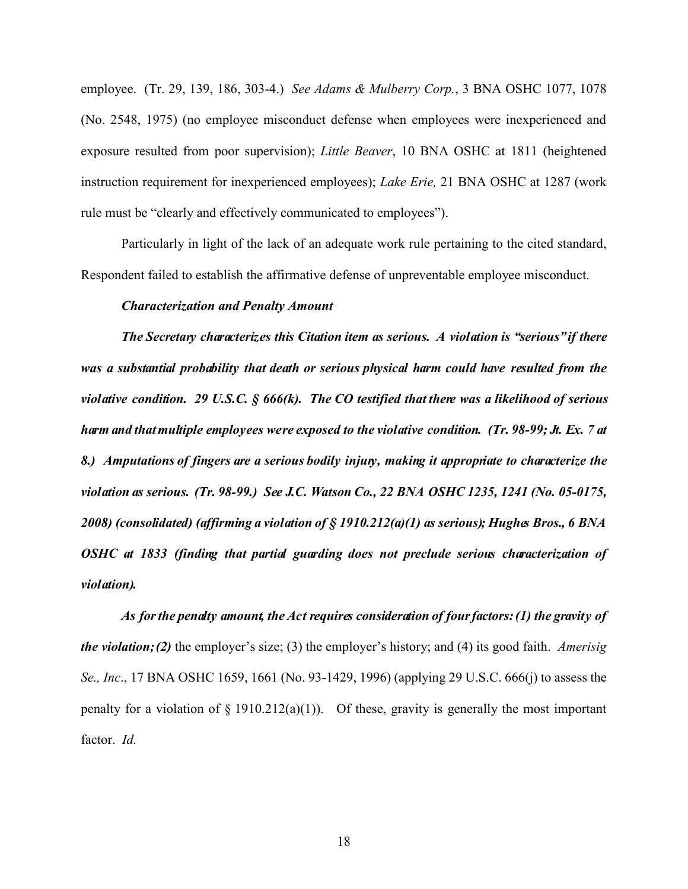employee. (Tr. 29, 139, 186, 303-4.) *See Adams & Mulberry Corp.*, 3 BNA OSHC 1077, 1078 (No. 2548, 1975) (no employee misconduct defense when employees were inexperienced and exposure resulted from poor supervision); *Little Beaver*, 10 BNA OSHC at 1811 (heightened instruction requirement for inexperienced employees); *Lake Erie,* 21 BNA OSHC at 1287 (work rule must be "clearly and effectively communicated to employees").

Particularly in light of the lack of an adequate work rule pertaining to the cited standard, Respondent failed to establish the affirmative defense of unpreventable employee misconduct.

***Characterization and Penalty Amount***

***The Secretary characterizes this Citation item as serious. A violation is "serious" if there was a substantial probability that death or serious physical harm could have resulted from the violative condition. 29 U.S.C. § 666(k). The CO testified that there was a likelihood of serious harm and that multiple employees were exposed to the violative condition. (Tr. 98-99; Jt. Ex. 7 at 8.) Amputations of fingers are a serious bodily injury, making it appropriate to characterize the violation as serious. (Tr. 98-99.) See J.C. Watson Co., 22 BNA OSHC 1235, 1241 (No. 05-0175, 2008) (consolidated) (affirming a violation of § 1910.212(a)(1) as serious); Hughes Bros., 6 BNA OSHC at 1833 (finding that partial guarding does not preclude serious characterization of violation).***

***As for the penalty amount, the Act requires consideration of four factors: (1) the gravity of the violation; (2)*** the employer's size; (3) the employer's history; and (4) its good faith. *Amerisig Se., Inc*., 17 BNA OSHC 1659, 1661 (No. 93-1429, 1996) (applying 29 U.S.C. 666(j) to assess the penalty for a violation of § 1910.212(a)(1)). Of these, gravity is generally the most important factor. *Id.*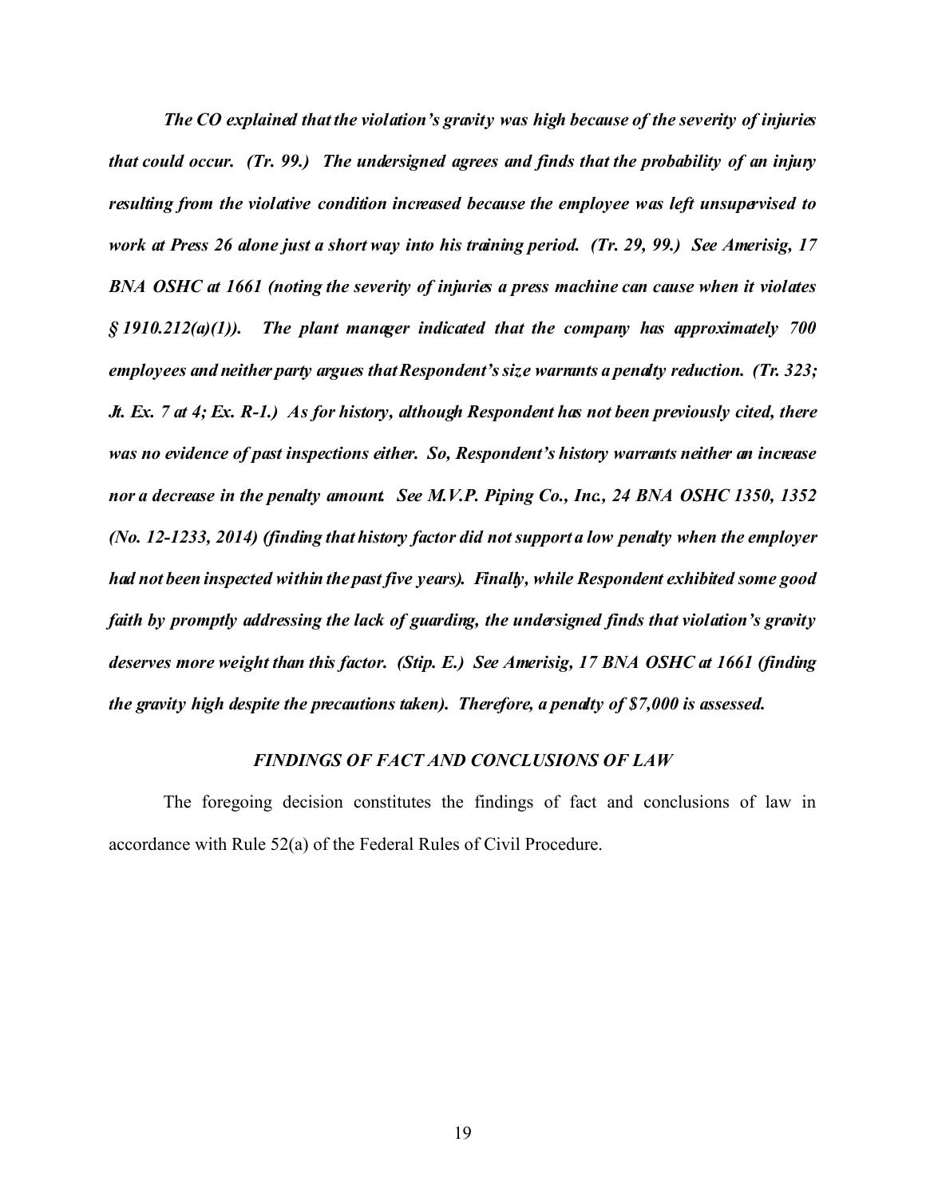*The CO explained that the violation's gravity was high because of the severity of injuries that could occur. (Tr. 99.) The undersigned agrees and finds that the probability of an injury resulting from the violative condition increased because the employee was left unsupervised to work at Press 26 alone just a short way into his training period. (Tr. 29, 99.) See Amerisig, 17 BNA OSHC at 1661 (noting the severity of injuries a press machine can cause when it violates § 1910.212(a)(1)). The plant manager indicated that the company has approximately 700 employees and neither party argues that Respondent's size warrants a penalty reduction. (Tr. 323; Jt. Ex. 7 at 4; Ex. R-1.) As for history, although Respondent has not been previously cited, there was no evidence of past inspections either. So, Respondent's history warrants neither an increase nor a decrease in the penalty amount. See M.V.P. Piping Co., Inc., 24 BNA OSHC 1350, 1352 (No. 12-1233, 2014) (finding that history factor did not support a low penalty when the employer had not been inspected within the past five years). Finally, while Respondent exhibited some good faith by promptly addressing the lack of guarding, the undersigned finds that violation's gravity deserves more weight than this factor. (Stip. E.) See Amerisig, 17 BNA OSHC at 1661 (finding the gravity high despite the precautions taken). Therefore, a penalty of $7,000 is assessed.*

## *FINDINGS OF FACT AND CONCLUSIONS OF LAW*

The foregoing decision constitutes the findings of fact and conclusions of law in accordance with Rule 52(a) of the Federal Rules of Civil Procedure.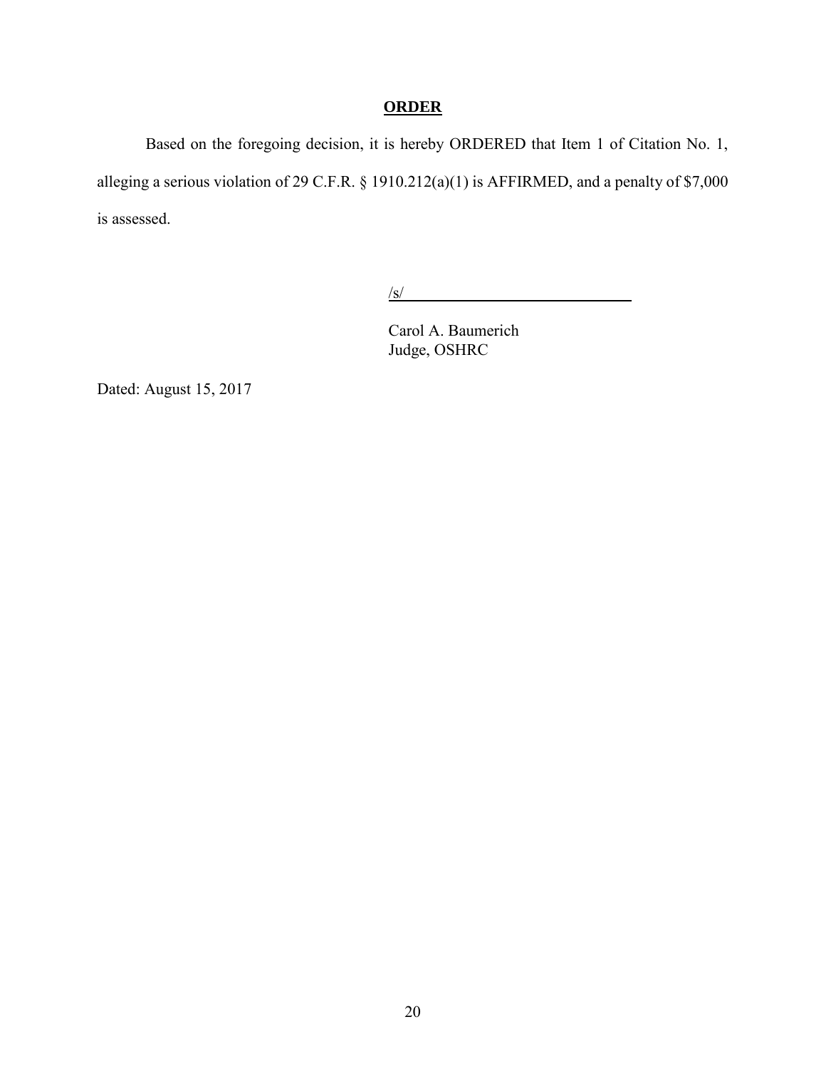## ORDER

Based on the foregoing decision, it is hereby ORDERED that Item 1 of Citation No. 1, alleging a serious violation of 29 C.F.R. § 1910.212(a)(1) is AFFIRMED, and a penalty of $7,000 is assessed.

/s/

Carol A. Baumerich
Judge, OSHRC

Dated: August 15, 2017